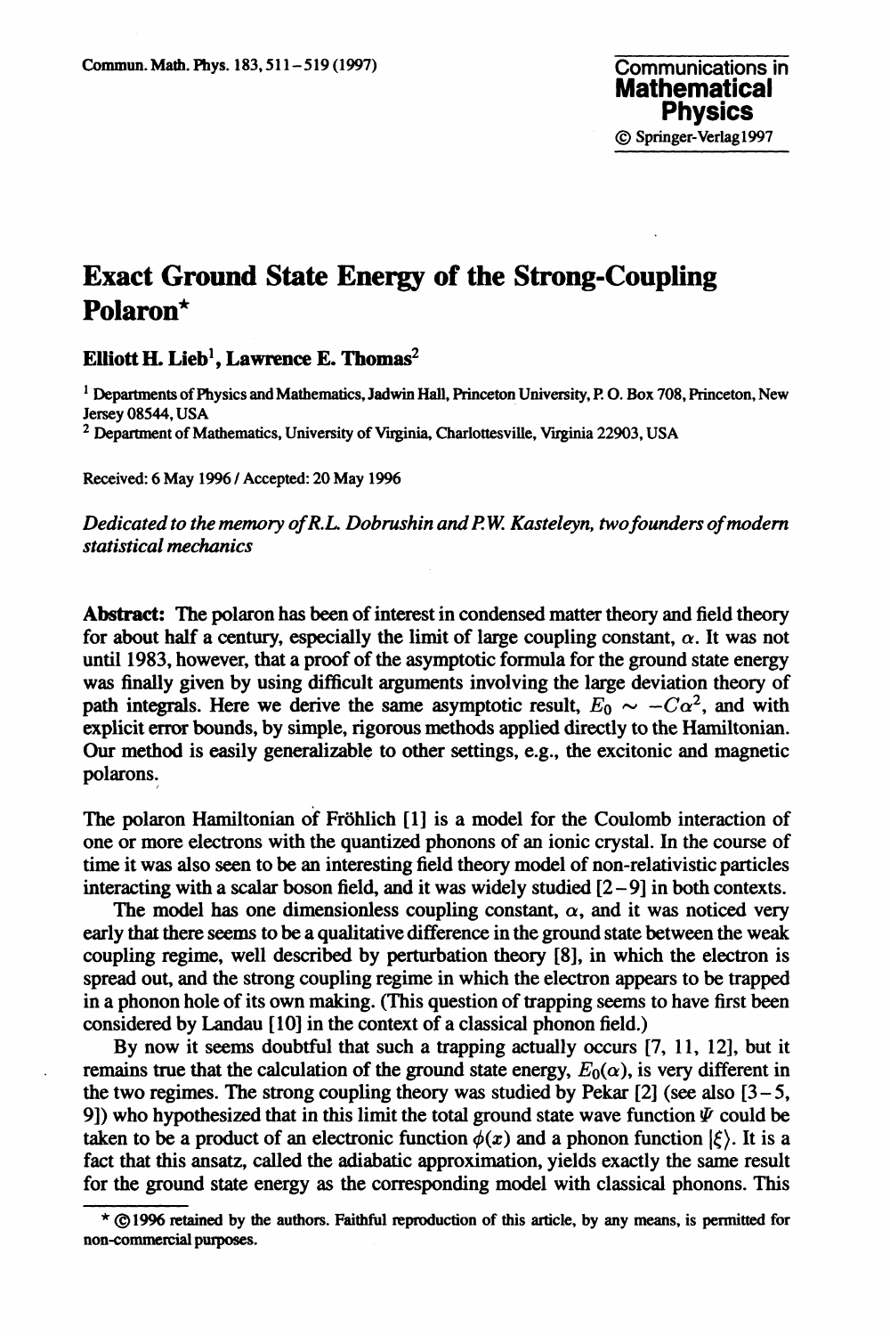# Exact Ground State Energy of the Strong-Coupling Polaron*

**Elliott H. Lieb**[1], **Lawrence E. Thomas**[2]

[1] Departments of Physics and Mathematics, Jadwin Hall, Princeton University, P. O. Box 708, Princeton, New Jersey 08544, USA

[2] Department of Mathematics, University of Virginia, Charlottesville, Virginia 22903, USA

Received: 6 May 1996 / Accepted: 20 May 1996

*Dedicated to the memory of R.L. Dobrushin and P.W. Kasteleyn, two founders of modern statistical mechanics*

**Abstract:** The polaron has been of interest in condensed matter theory and field theory for about half a century, especially the limit of large coupling constant, $\alpha$. It was not until 1983, however, that a proof of the asymptotic formula for the ground state energy was finally given by using difficult arguments involving the large deviation theory of path integrals. Here we derive the same asymptotic result, $E_0 \sim -C\alpha^2$, and with explicit error bounds, by simple, rigorous methods applied directly to the Hamiltonian. Our method is easily generalizable to other settings, e.g., the excitonic and magnetic polarons.

The polaron Hamiltonian of Fröhlich [1] is a model for the Coulomb interaction of one or more electrons with the quantized phonons of an ionic crystal. In the course of time it was also seen to be an interesting field theory model of non-relativistic particles interacting with a scalar boson field, and it was widely studied [2–9] in both contexts.

The model has one dimensionless coupling constant, $\alpha$, and it was noticed very early that there seems to be a qualitative difference in the ground state between the weak coupling regime, well described by perturbation theory [8], in which the electron is spread out, and the strong coupling regime in which the electron appears to be trapped in a phonon hole of its own making. (This question of trapping seems to have first been considered by Landau [10] in the context of a classical phonon field.)

By now it seems doubtful that such a trapping actually occurs [7, 11, 12], but it remains true that the calculation of the ground state energy, $E_0(\alpha)$, is very different in the two regimes. The strong coupling theory was studied by Pekar [2] (see also [3–5, 9]) who hypothesized that in this limit the total ground state wave function $\Psi$ could be taken to be a product of an electronic function $\phi(x)$ and a phonon function $|\xi\rangle$. It is a fact that this ansatz, called the adiabatic approximation, yields exactly the same result for the ground state energy as the corresponding model with classical phonons. This

* ©1996 retained by the authors. Faithful reproduction of this article, by any means, is permitted for non-commercial purposes.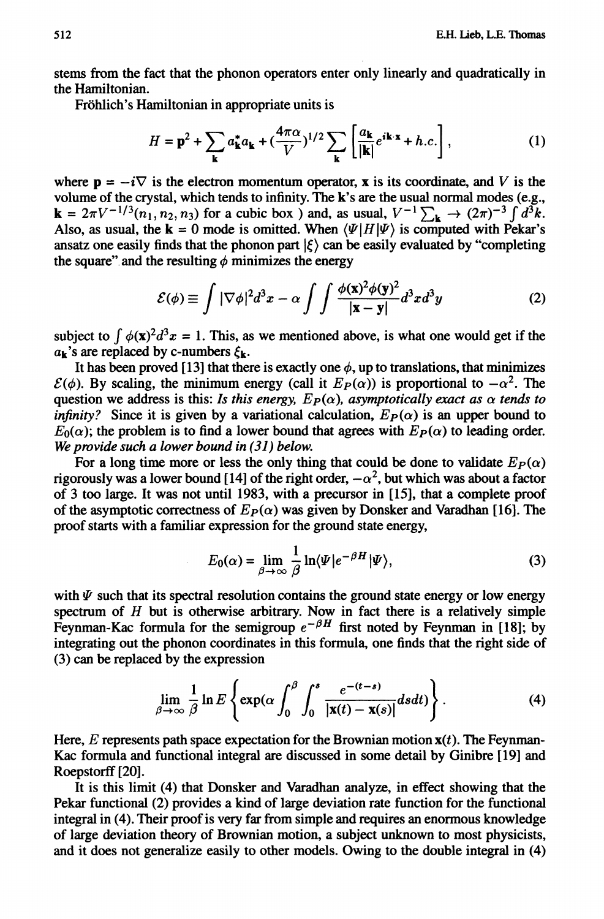stems from the fact that the phonon operators enter only linearly and quadratically in the Hamiltonian.

Fröhlich's Hamiltonian in appropriate units is

$$H = \mathbf{p}^2 + \sum_{\mathbf{k}} a^*_{\mathbf{k}} a_{\mathbf{k}} + (\frac{4\pi\alpha}{V})^{1/2} \sum_{\mathbf{k}} \left[ \frac{a_{\mathbf{k}}}{|\mathbf{k}|} e^{i\mathbf{k}\cdot\mathbf{x}} + h.c. \right], \tag{1}$$

where $\mathbf{p} = -i\nabla$ is the electron momentum operator, $\mathbf{x}$ is its coordinate, and $V$ is the volume of the crystal, which tends to infinity. The $\mathbf{k}$'s are the usual normal modes (e.g., $\mathbf{k} = 2\pi V^{-1/3}(n_1, n_2, n_3)$ for a cubic box ) and, as usual, $V^{-1}\sum_{\mathbf{k}} \to (2\pi)^{-3}\int d^3k$. Also, as usual, the $\mathbf{k} = 0$ mode is omitted. When $\langle \Psi|H|\Psi\rangle$ is computed with Pekar's ansatz one easily finds that the phonon part $|\xi\rangle$ can be easily evaluated by "completing the square" and the resulting $\phi$ minimizes the energy

$$\mathcal{E}(\phi) \equiv \int |\nabla\phi|^2 d^3x - \alpha \int\int \frac{\phi(\mathbf{x})^2\phi(\mathbf{y})^2}{|\mathbf{x}-\mathbf{y}|} d^3x d^3y \tag{2}$$

subject to $\int \phi(\mathbf{x})^2 d^3x = 1$. This, as we mentioned above, is what one would get if the $a_{\mathbf{k}}$'s are replaced by c-numbers $\xi_{\mathbf{k}}$.

It has been proved [13] that there is exactly one $\phi$, up to translations, that minimizes $\mathcal{E}(\phi)$. By scaling, the minimum energy (call it $E_P(\alpha)$) is proportional to $-\alpha^2$. The question we address is this: *Is this energy, $E_P(\alpha)$, asymptotically exact as $\alpha$ tends to infinity?* Since it is given by a variational calculation, $E_P(\alpha)$ is an upper bound to $E_0(\alpha)$; the problem is to find a lower bound that agrees with $E_P(\alpha)$ to leading order. *We provide such a lower bound in (31) below.*

For a long time more or less the only thing that could be done to validate $E_P(\alpha)$ rigorously was a lower bound [14] of the right order, $-\alpha^2$, but which was about a factor of 3 too large. It was not until 1983, with a precursor in [15], that a complete proof of the asymptotic correctness of $E_P(\alpha)$ was given by Donsker and Varadhan [16]. The proof starts with a familiar expression for the ground state energy,

$$E_0(\alpha) = \lim_{\beta\to\infty} \frac{1}{\beta} \ln\langle \Psi|e^{-\beta H}|\Psi\rangle, \tag{3}$$

with $\Psi$ such that its spectral resolution contains the ground state energy or low energy spectrum of $H$ but is otherwise arbitrary. Now in fact there is a relatively simple Feynman-Kac formula for the semigroup $e^{-\beta H}$ first noted by Feynman in [18]; by integrating out the phonon coordinates in this formula, one finds that the right side of (3) can be replaced by the expression

$$\lim_{\beta\to\infty} \frac{1}{\beta} \ln E\left\{ \exp(\alpha \int_0^\beta \int_0^s \frac{e^{-(t-s)}}{|\mathbf{x}(t)-\mathbf{x}(s)|} ds dt) \right\}. \tag{4}$$

Here, $E$ represents path space expectation for the Brownian motion $\mathbf{x}(t)$. The Feynman-Kac formula and functional integral are discussed in some detail by Ginibre [19] and Roepstorff [20].

It is this limit (4) that Donsker and Varadhan analyze, in effect showing that the Pekar functional (2) provides a kind of large deviation rate function for the functional integral in (4). Their proof is very far from simple and requires an enormous knowledge of large deviation theory of Brownian motion, a subject unknown to most physicists, and it does not generalize easily to other models. Owing to the double integral in (4)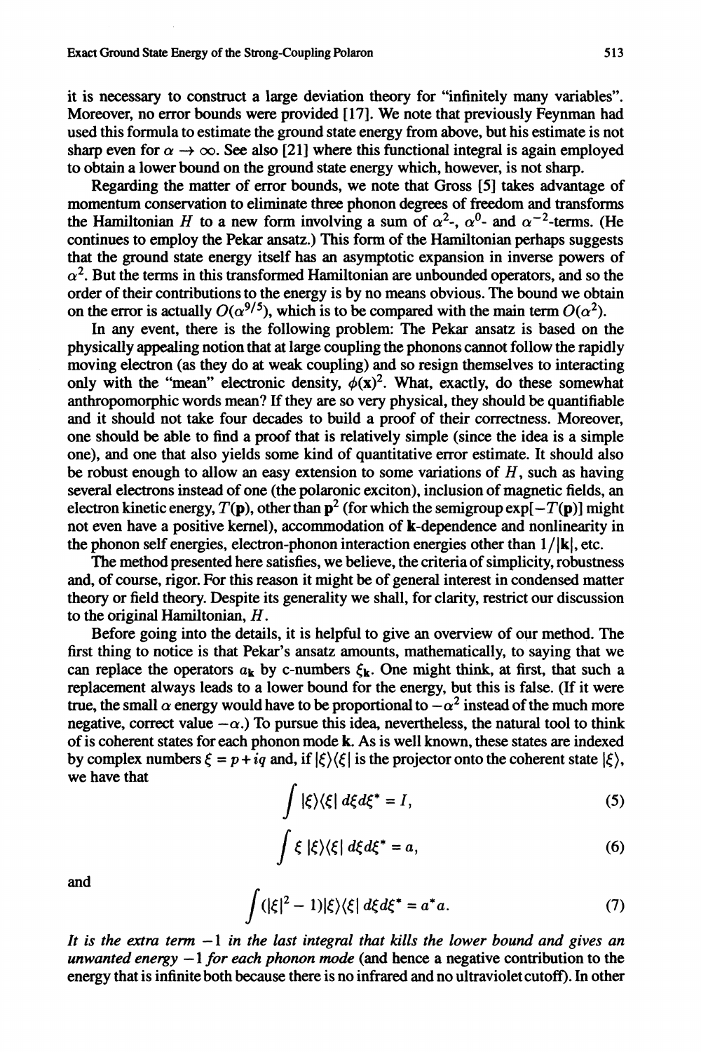it is necessary to construct a large deviation theory for "infinitely many variables". Moreover, no error bounds were provided [17]. We note that previously Feynman had used this formula to estimate the ground state energy from above, but his estimate is not sharp even for $\alpha \to \infty$. See also [21] where this functional integral is again employed to obtain a lower bound on the ground state energy which, however, is not sharp.

Regarding the matter of error bounds, we note that Gross [5] takes advantage of momentum conservation to eliminate three phonon degrees of freedom and transforms the Hamiltonian $H$ to a new form involving a sum of $\alpha^2$-, $\alpha^0$- and $\alpha^{-2}$-terms. (He continues to employ the Pekar ansatz.) This form of the Hamiltonian perhaps suggests that the ground state energy itself has an asymptotic expansion in inverse powers of $\alpha^2$. But the terms in this transformed Hamiltonian are unbounded operators, and so the order of their contributions to the energy is by no means obvious. The bound we obtain on the error is actually $O(\alpha^{9/5})$, which is to be compared with the main term $O(\alpha^2)$.

In any event, there is the following problem: The Pekar ansatz is based on the physically appealing notion that at large coupling the phonons cannot follow the rapidly moving electron (as they do at weak coupling) and so resign themselves to interacting only with the "mean" electronic density, $\phi(\mathbf{x})^2$. What, exactly, do these somewhat anthropomorphic words mean? If they are so very physical, they should be quantifiable and it should not take four decades to build a proof of their correctness. Moreover, one should be able to find a proof that is relatively simple (since the idea is a simple one), and one that also yields some kind of quantitative error estimate. It should also be robust enough to allow an easy extension to some variations of $H$, such as having several electrons instead of one (the polaronic exciton), inclusion of magnetic fields, an electron kinetic energy, $T(\mathbf{p})$, other than $\mathbf{p}^2$ (for which the semigroup $\exp[-T(\mathbf{p})]$ might not even have a positive kernel), accommodation of $\mathbf{k}$-dependence and nonlinearity in the phonon self energies, electron-phonon interaction energies other than $1/|\mathbf{k}|$, etc.

The method presented here satisfies, we believe, the criteria of simplicity, robustness and, of course, rigor. For this reason it might be of general interest in condensed matter theory or field theory. Despite its generality we shall, for clarity, restrict our discussion to the original Hamiltonian, $H$.

Before going into the details, it is helpful to give an overview of our method. The first thing to notice is that Pekar's ansatz amounts, mathematically, to saying that we can replace the operators $a_{\mathbf{k}}$ by c-numbers $\xi_{\mathbf{k}}$. One might think, at first, that such a replacement always leads to a lower bound for the energy, but this is false. (If it were true, the small $\alpha$ energy would have to be proportional to $-\alpha^2$ instead of the much more negative, correct value $-\alpha$.) To pursue this idea, nevertheless, the natural tool to think of is coherent states for each phonon mode $\mathbf{k}$. As is well known, these states are indexed by complex numbers $\xi = p + iq$ and, if $|\xi\rangle\langle\xi|$ is the projector onto the coherent state $|\xi\rangle$, we have that

$$\int |\xi\rangle\langle\xi| \, d\xi d\xi^* = I, \tag{5}$$

$$\int \xi \, |\xi\rangle\langle\xi| \, d\xi d\xi^* = a, \tag{6}$$

and

$$\int (|\xi|^2 - 1)|\xi\rangle\langle\xi| \, d\xi d\xi^* = a^* a. \tag{7}$$

*It is the extra term $-1$ in the last integral that kills the lower bound and gives an unwanted energy $-1$ for each phonon mode* (and hence a negative contribution to the energy that is infinite both because there is no infrared and no ultraviolet cutoff). In other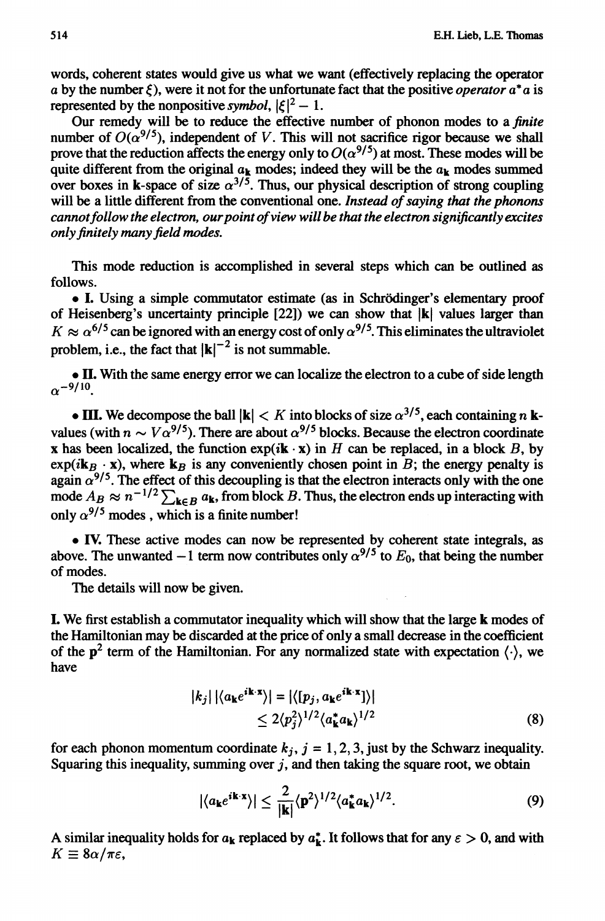words, coherent states would give us what we want (effectively replacing the operator $a$ by the number $\xi$), were it not for the unfortunate fact that the positive *operator* $a^* a$ is represented by the nonpositive *symbol*, $|\xi|^2 - 1$.

Our remedy will be to reduce the effective number of phonon modes to a *finite* number of $O(\alpha^{9/5})$, independent of $V$. This will not sacrifice rigor because we shall prove that the reduction affects the energy only to $O(\alpha^{9/5})$ at most. These modes will be quite different from the original $a_{\mathbf{k}}$ modes; indeed they will be the $a_{\mathbf{k}}$ modes summed over boxes in $\mathbf{k}$-space of size $\alpha^{3/5}$. Thus, our physical description of strong coupling will be a little different from the conventional one. *Instead of saying that the phonons cannot follow the electron, our point of view will be that the electron significantly excites only finitely many field modes.*

This mode reduction is accomplished in several steps which can be outlined as follows.

- **I.** Using a simple commutator estimate (as in Schrödinger's elementary proof of Heisenberg's uncertainty principle [22]) we can show that $|\mathbf{k}|$ values larger than $K \approx \alpha^{6/5}$ can be ignored with an energy cost of only $\alpha^{9/5}$. This eliminates the ultraviolet problem, i.e., the fact that $|\mathbf{k}|^{-2}$ is not summable.

- **II.** With the same energy error we can localize the electron to a cube of side length $\alpha^{-9/10}$.

- **III.** We decompose the ball $|\mathbf{k}| < K$ into blocks of size $\alpha^{3/5}$, each containing $n$ $\mathbf{k}$-values (with $n \sim V\alpha^{9/5}$). There are about $\alpha^{9/5}$ blocks. Because the electron coordinate $\mathbf{x}$ has been localized, the function $\exp(i\mathbf{k} \cdot \mathbf{x})$ in $H$ can be replaced, in a block $B$, by $\exp(i\mathbf{k}_B \cdot \mathbf{x})$, where $\mathbf{k}_B$ is any conveniently chosen point in $B$; the energy penalty is again $\alpha^{9/5}$. The effect of this decoupling is that the electron interacts only with the one mode $A_B \approx n^{-1/2} \sum_{\mathbf{k} \in B} a_{\mathbf{k}}$, from block $B$. Thus, the electron ends up interacting with only $\alpha^{9/5}$ modes , which is a finite number!

- **IV.** These active modes can now be represented by coherent state integrals, as above. The unwanted $-1$ term now contributes only $\alpha^{9/5}$ to $E_0$, that being the number of modes.

The details will now be given.

**I.** We first establish a commutator inequality which will show that the large $\mathbf{k}$ modes of the Hamiltonian may be discarded at the price of only a small decrease in the coefficient of the $\mathbf{p}^2$ term of the Hamiltonian. For any normalized state with expectation $\langle \cdot \rangle$, we have

$$|k_j| \, |\langle a_{\mathbf{k}} e^{i\mathbf{k}\cdot\mathbf{x}} \rangle| = |\langle [p_j, a_{\mathbf{k}} e^{i\mathbf{k}\cdot\mathbf{x}}] \rangle| \leq 2 \langle p_j^2 \rangle^{1/2} \langle a_{\mathbf{k}}^* a_{\mathbf{k}} \rangle^{1/2} \tag{8}$$

for each phonon momentum coordinate $k_j$, $j = 1, 2, 3$, just by the Schwarz inequality. Squaring this inequality, summing over $j$, and then taking the square root, we obtain

$$|\langle a_{\mathbf{k}} e^{i\mathbf{k}\cdot\mathbf{x}} \rangle| \leq \frac{2}{|\mathbf{k}|} \langle \mathbf{p}^2 \rangle^{1/2} \langle a_{\mathbf{k}}^* a_{\mathbf{k}} \rangle^{1/2}. \tag{9}$$

A similar inequality holds for $a_{\mathbf{k}}$ replaced by $a_{\mathbf{k}}^*$. It follows that for any $\varepsilon > 0$, and with $K \equiv 8\alpha/\pi\varepsilon$,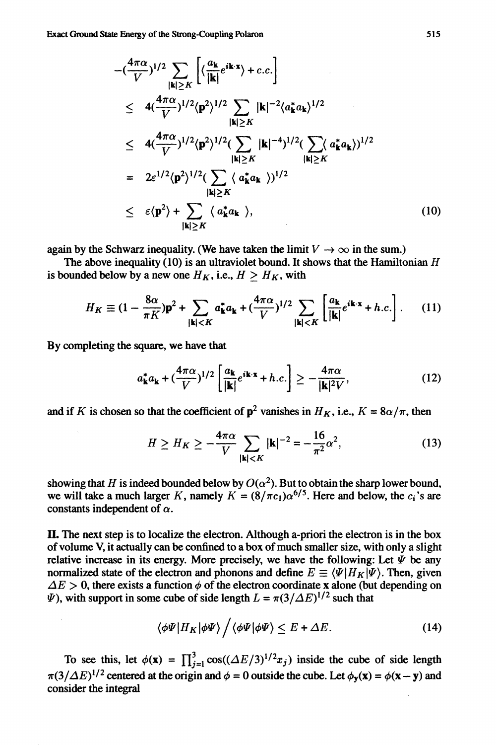$$
\begin{aligned}
&-(\frac{4\pi\alpha}{V})^{1/2} \sum_{|\mathbf{k}|\geq K} \left[ \langle \frac{a_\mathbf{k}}{|\mathbf{k}|} e^{i\mathbf{k}\cdot\mathbf{x}} \rangle + c.c. \right] \\
&\leq 4(\frac{4\pi\alpha}{V})^{1/2} \langle \mathbf{p}^2 \rangle^{1/2} \sum_{|\mathbf{k}|\geq K} |\mathbf{k}|^{-2} \langle a_\mathbf{k}^* a_\mathbf{k} \rangle^{1/2} \\
&\leq 4(\frac{4\pi\alpha}{V})^{1/2} \langle \mathbf{p}^2 \rangle^{1/2} (\sum_{|\mathbf{k}|\geq K} |\mathbf{k}|^{-4})^{1/2} (\sum_{|\mathbf{k}|\geq K} \langle a_\mathbf{k}^* a_\mathbf{k} \rangle)^{1/2} \\
&= 2\varepsilon^{1/2} \langle \mathbf{p}^2 \rangle^{1/2} (\sum_{|\mathbf{k}|\geq K} \langle a_\mathbf{k}^* a_\mathbf{k} \rangle)^{1/2} \\
&\leq \varepsilon \langle \mathbf{p}^2 \rangle + \sum_{|\mathbf{k}|\geq K} \langle a_\mathbf{k}^* a_\mathbf{k} \rangle, \qquad (10)
\end{aligned}
$$

again by the Schwarz inequality. (We have taken the limit $V \to \infty$ in the sum.)

The above inequality (10) is an ultraviolet bound. It shows that the Hamiltonian $H$ is bounded below by a new one $H_K$, i.e., $H \geq H_K$, with

$$
H_K \equiv (1 - \frac{8\alpha}{\pi K})\mathbf{p}^2 + \sum_{|\mathbf{k}|<K} a_\mathbf{k}^* a_\mathbf{k} + (\frac{4\pi\alpha}{V})^{1/2} \sum_{|\mathbf{k}|<K} \left[ \frac{a_\mathbf{k}}{|\mathbf{k}|} e^{i\mathbf{k}\cdot\mathbf{x}} + h.c. \right]. \qquad (11)
$$

By completing the square, we have that

$$
a_\mathbf{k}^* a_\mathbf{k} + (\frac{4\pi\alpha}{V})^{1/2} \left[ \frac{a_\mathbf{k}}{|\mathbf{k}|} e^{i\mathbf{k}\cdot\mathbf{x}} + h.c. \right] \geq -\frac{4\pi\alpha}{|\mathbf{k}|^2 V}, \qquad (12)
$$

and if $K$ is chosen so that the coefficient of $\mathbf{p}^2$ vanishes in $H_K$, i.e., $K = 8\alpha/\pi$, then

$$
H \geq H_K \geq -\frac{4\pi\alpha}{V} \sum_{|\mathbf{k}|<K} |\mathbf{k}|^{-2} = -\frac{16}{\pi^2}\alpha^2, \qquad (13)
$$

showing that $H$ is indeed bounded below by $O(\alpha^2)$. But to obtain the sharp lower bound, we will take a much larger $K$, namely $K = (8/\pi c_1)\alpha^{6/5}$. Here and below, the $c_i$'s are constants independent of $\alpha$.

**II.** The next step is to localize the electron. Although a-priori the electron is in the box of volume V, it actually can be confined to a box of much smaller size, with only a slight relative increase in its energy. More precisely, we have the following: Let $\Psi$ be any normalized state of the electron and phonons and define $E \equiv \langle \Psi | H_K | \Psi \rangle$. Then, given $\Delta E > 0$, there exists a function $\phi$ of the electron coordinate $\mathbf{x}$ alone (but depending on $\Psi$), with support in some cube of side length $L = \pi(3/\Delta E)^{1/2}$ such that

$$
\langle \phi\Psi | H_K | \phi\Psi \rangle \Big/ \langle \phi\Psi | \phi\Psi \rangle \leq E + \Delta E. \qquad (14)
$$

To see this, let $\phi(\mathbf{x}) = \prod_{j=1}^3 \cos((\Delta E/3)^{1/2} x_j)$ inside the cube of side length $\pi(3/\Delta E)^{1/2}$ centered at the origin and $\phi = 0$ outside the cube. Let $\phi_\mathbf{y}(\mathbf{x}) = \phi(\mathbf{x} - \mathbf{y})$ and consider the integral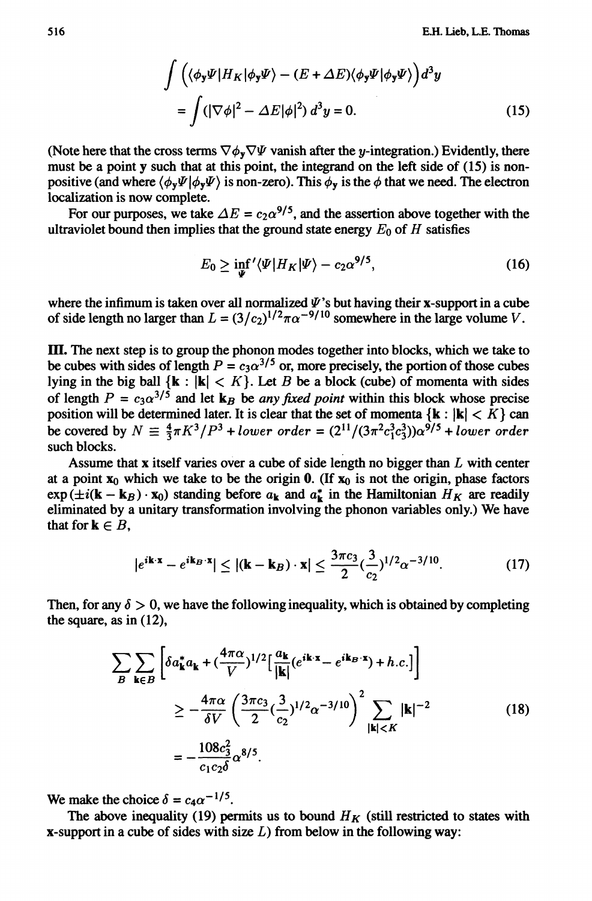$$\int \left( \langle \phi_{\mathbf{y}} \Psi | H_K | \phi_{\mathbf{y}} \Psi \rangle - (E + \Delta E) \langle \phi_{\mathbf{y}} \Psi | \phi_{\mathbf{y}} \Psi \rangle \right) d^3 y$$
$$= \int (|\nabla \phi|^2 - \Delta E |\phi|^2) \, d^3 y = 0. \tag{15}$$

(Note here that the cross terms $\nabla \phi_{\mathbf{y}} \nabla \Psi$ vanish after the $y$-integration.) Evidently, there must be a point $\mathbf{y}$ such that at this point, the integrand on the left side of (15) is non-positive (and where $\langle \phi_{\mathbf{y}} \Psi | \phi_{\mathbf{y}} \Psi \rangle$ is non-zero). This $\phi_{\mathbf{y}}$ is the $\phi$ that we need. The electron localization is now complete.

For our purposes, we take $\Delta E = c_2 \alpha^{9/5}$, and the assertion above together with the ultraviolet bound then implies that the ground state energy $E_0$ of $H$ satisfies

$$E_0 \geq \inf_{\Psi}{}' \langle \Psi | H_K | \Psi \rangle - c_2 \alpha^{9/5}, \tag{16}$$

where the infimum is taken over all normalized $\Psi$'s but having their $\mathbf{x}$-support in a cube of side length no larger than $L = (3/c_2)^{1/2} \pi \alpha^{-9/10}$ somewhere in the large volume $V$.

**III.** The next step is to group the phonon modes together into blocks, which we take to be cubes with sides of length $P = c_3 \alpha^{3/5}$ or, more precisely, the portion of those cubes lying in the big ball $\{\mathbf{k} : |\mathbf{k}| < K\}$. Let $B$ be a block (cube) of momenta with sides of length $P = c_3 \alpha^{3/5}$ and let $\mathbf{k}_B$ be *any fixed point* within this block whose precise position will be determined later. It is clear that the set of momenta $\{\mathbf{k} : |\mathbf{k}| < K\}$ can be covered by $N \equiv \frac{4}{3}\pi K^3/P^3 + \textit{lower order} = (2^{11}/(3\pi^2 c_1^3 c_3^3))\alpha^{9/5} + \textit{lower order}$ such blocks.

Assume that $\mathbf{x}$ itself varies over a cube of side length no bigger than $L$ with center at a point $\mathbf{x}_0$ which we take to be the origin $\mathbf{0}$. (If $\mathbf{x}_0$ is not the origin, phase factors $\exp(\pm i(\mathbf{k} - \mathbf{k}_B) \cdot \mathbf{x}_0)$ standing before $a_{\mathbf{k}}$ and $a^*_{\mathbf{k}}$ in the Hamiltonian $H_K$ are readily eliminated by a unitary transformation involving the phonon variables only.) We have that for $\mathbf{k} \in B$,

$$|e^{i\mathbf{k}\cdot\mathbf{x}} - e^{i\mathbf{k}_B\cdot\mathbf{x}}| \leq |(\mathbf{k} - \mathbf{k}_B) \cdot \mathbf{x}| \leq \frac{3\pi c_3}{2} (\frac{3}{c_2})^{1/2} \alpha^{-3/10}. \tag{17}$$

Then, for any $\delta > 0$, we have the following inequality, which is obtained by completing the square, as in (12),

$$\sum_B \sum_{\mathbf{k} \in B} \left[ \delta a^*_{\mathbf{k}} a_{\mathbf{k}} + (\frac{4\pi\alpha}{V})^{1/2} \left[ \frac{a_{\mathbf{k}}}{|\mathbf{k}|} (e^{i\mathbf{k}\cdot\mathbf{x}} - e^{i\mathbf{k}_B\cdot\mathbf{x}}) + h.c. \right] \right]$$
$$\geq -\frac{4\pi\alpha}{\delta V} \left( \frac{3\pi c_3}{2} (\frac{3}{c_2})^{1/2} \alpha^{-3/10} \right)^2 \sum_{|\mathbf{k}| < K} |\mathbf{k}|^{-2} \tag{18}$$
$$= -\frac{108 c_3^2}{c_1 c_2 \delta} \alpha^{8/5}.$$

We make the choice $\delta = c_4 \alpha^{-1/5}$.

The above inequality (19) permits us to bound $H_K$ (still restricted to states with $\mathbf{x}$-support in a cube of sides with size $L$) from below in the following way: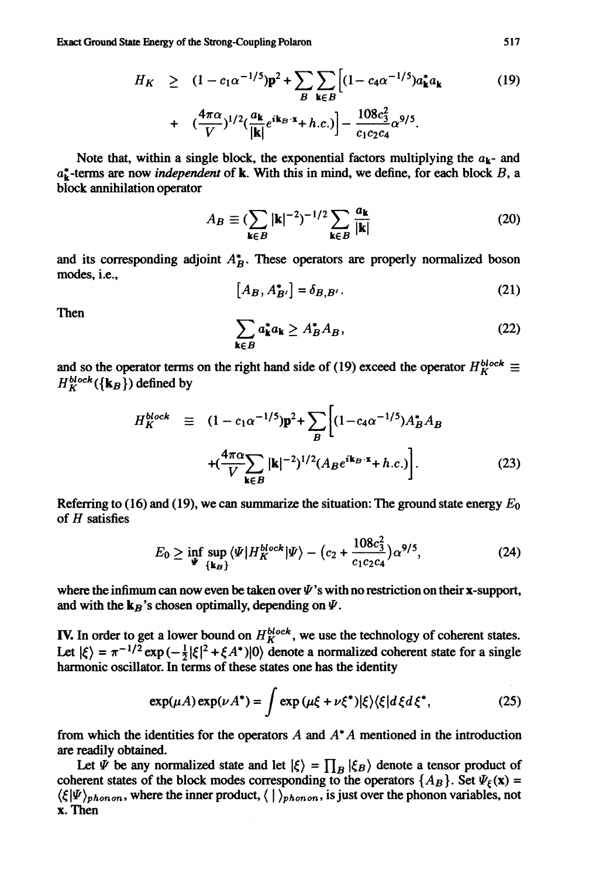$$H_K \geq (1 - c_1\alpha^{-1/5})\mathbf{p}^2 + \sum_B \sum_{\mathbf{k}\in B} \Big[(1 - c_4\alpha^{-1/5})a_{\mathbf{k}}^* a_{\mathbf{k}} \tag{19}$$
$$+ \left(\frac{4\pi\alpha}{V}\right)^{1/2}\left(\frac{a_{\mathbf{k}}}{|\mathbf{k}|}e^{i\mathbf{k}_B\cdot\mathbf{x}} + h.c.\right)\Big] - \frac{108c_3^2}{c_1c_2c_4}\alpha^{9/5}.$$

Note that, within a single block, the exponential factors multiplying the $a_{\mathbf{k}}$- and $a_{\mathbf{k}}^*$-terms are now *independent* of $\mathbf{k}$. With this in mind, we define, for each block $B$, a block annihilation operator

$$A_B \equiv \left(\sum_{\mathbf{k}\in B} |\mathbf{k}|^{-2}\right)^{-1/2} \sum_{\mathbf{k}\in B} \frac{a_{\mathbf{k}}}{|\mathbf{k}|} \tag{20}$$

and its corresponding adjoint $A_B^*$. These operators are properly normalized boson modes, i.e.,

$$\left[A_B, A_{B'}^*\right] = \delta_{B,B'}. \tag{21}$$

Then

$$\sum_{\mathbf{k}\in B} a_{\mathbf{k}}^* a_{\mathbf{k}} \geq A_B^* A_B, \tag{22}$$

and so the operator terms on the right hand side of (19) exceed the operator $H_K^{block} \equiv H_K^{block}(\{\mathbf{k}_B\})$ defined by

$$H_K^{block} \equiv (1 - c_1\alpha^{-1/5})\mathbf{p}^2 + \sum_B \Big[(1 - c_4\alpha^{-1/5})A_B^* A_B$$
$$+ \left(\frac{4\pi\alpha}{V}\sum_{\mathbf{k}\in B} |\mathbf{k}|^{-2}\right)^{1/2}(A_B e^{i\mathbf{k}_B\cdot\mathbf{x}} + h.c.)\Big]. \tag{23}$$

Referring to (16) and (19), we can summarize the situation: The ground state energy $E_0$ of $H$ satisfies

$$E_0 \geq \inf_{\Psi} \sup_{\{\mathbf{k}_B\}} \langle\Psi|H_K^{block}|\Psi\rangle - \left(c_2 + \frac{108c_3^2}{c_1c_2c_4}\right)\alpha^{9/5}, \tag{24}$$

where the infimum can now even be taken over $\Psi$'s with no restriction on their $\mathbf{x}$-support, and with the $\mathbf{k}_B$'s chosen optimally, depending on $\Psi$.

**IV.** In order to get a lower bound on $H_K^{block}$, we use the technology of coherent states. Let $|\xi\rangle = \pi^{-1/2}\exp(-\frac{1}{2}|\xi|^2 + \xi A^*)|0\rangle$ denote a normalized coherent state for a single harmonic oscillator. In terms of these states one has the identity

$$\exp(\mu A)\exp(\nu A^*) = \int \exp(\mu\xi + \nu\xi^*)|\xi\rangle\langle\xi|d\xi d\xi^*, \tag{25}$$

from which the identities for the operators $A$ and $A^*A$ mentioned in the introduction are readily obtained.

Let $\Psi$ be any normalized state and let $|\xi\rangle = \prod_B |\xi_B\rangle$ denote a tensor product of coherent states of the block modes corresponding to the operators $\{A_B\}$. Set $\Psi_\xi(\mathbf{x}) = \langle\xi|\Psi\rangle_{phonon}$, where the inner product, $\langle\ |\ \rangle_{phonon}$, is just over the phonon variables, not $\mathbf{x}$. Then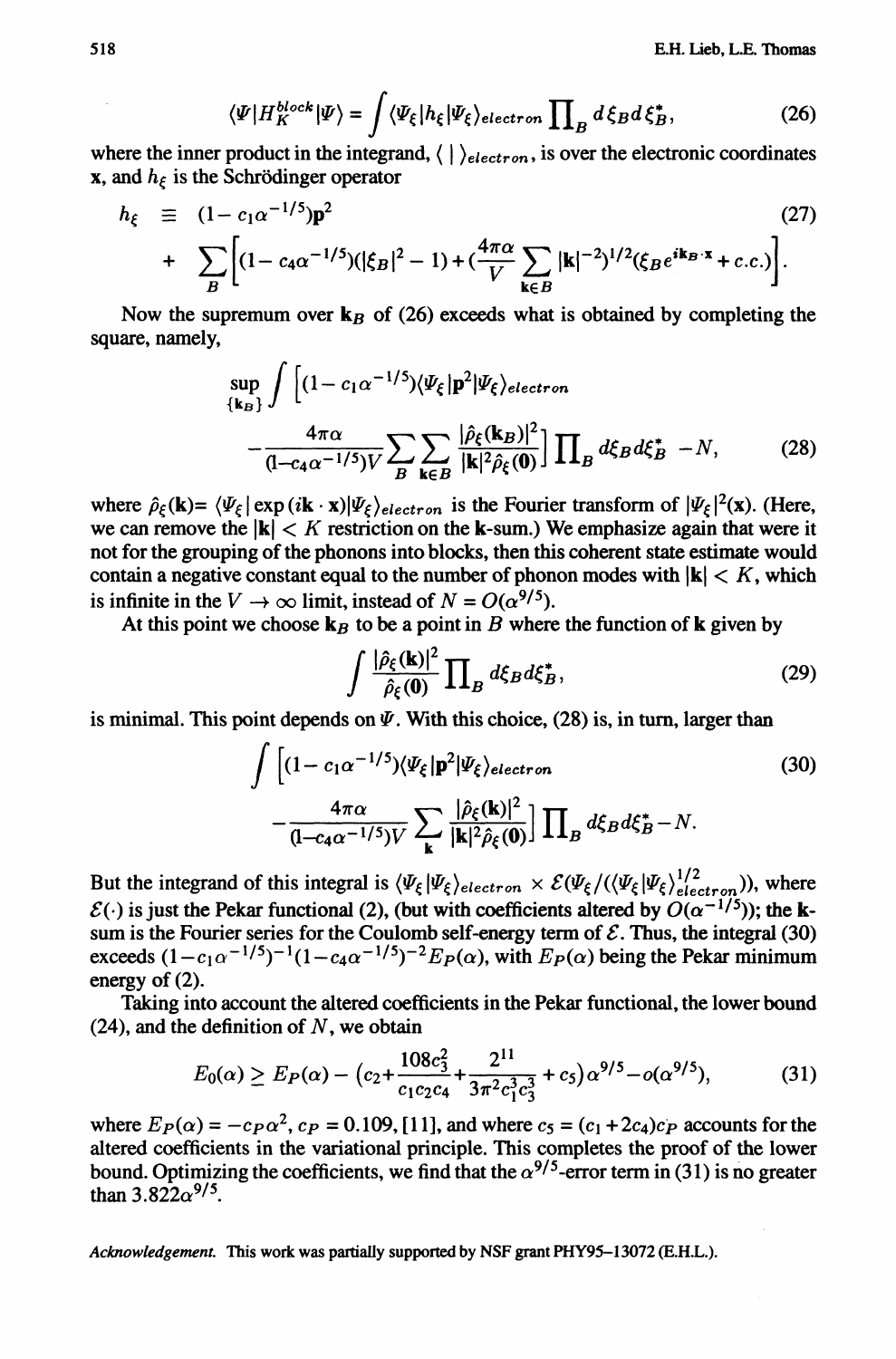$$\langle \Psi | H_K^{block} | \Psi \rangle = \int \langle \Psi_\xi | h_\xi | \Psi_\xi \rangle_{electron} \prod\nolimits_B d\xi_B d\xi_B^*, \tag{26}$$

where the inner product in the integrand, $\langle \mid \rangle_{electron}$, is over the electronic coordinates $\mathbf{x}$, and $h_\xi$ is the Schrödinger operator

$$\begin{aligned} h_\xi \;\equiv\; & (1 - c_1 \alpha^{-1/5}) \mathbf{p}^2 \\ & + \sum_B \Big[ (1 - c_4 \alpha^{-1/5})(|\xi_B|^2 - 1) + \big(\frac{4\pi\alpha}{V} \sum_{\mathbf{k} \in B} |\mathbf{k}|^{-2}\big)^{1/2} (\xi_B e^{i\mathbf{k}_B \cdot \mathbf{x}} + c.c.) \Big]. \end{aligned} \tag{27}$$

Now the supremum over $\mathbf{k}_B$ of (26) exceeds what is obtained by completing the square, namely,

$$\begin{aligned} \sup_{\{\mathbf{k}_B\}} \int \Big[ & (1 - c_1 \alpha^{-1/5}) \langle \Psi_\xi | \mathbf{p}^2 | \Psi_\xi \rangle_{electron} \\ & - \frac{4\pi\alpha}{(1 - c_4 \alpha^{-1/5}) V} \sum_B \sum_{\mathbf{k} \in B} \frac{|\hat{\rho}_\xi(\mathbf{k}_B)|^2}{|\mathbf{k}|^2 \hat{\rho}_\xi(\mathbf{0})} \Big] \prod\nolimits_B d\xi_B d\xi_B^* \; - N, \end{aligned} \tag{28}$$

where $\hat{\rho}_\xi(\mathbf{k}) = \langle \Psi_\xi | \exp(i\mathbf{k} \cdot \mathbf{x}) | \Psi_\xi \rangle_{electron}$ is the Fourier transform of $|\Psi_\xi|^2(\mathbf{x})$. (Here, we can remove the $|\mathbf{k}| < K$ restriction on the $\mathbf{k}$-sum.) We emphasize again that were it not for the grouping of the phonons into blocks, then this coherent state estimate would contain a negative constant equal to the number of phonon modes with $|\mathbf{k}| < K$, which is infinite in the $V \to \infty$ limit, instead of $N = O(\alpha^{9/5})$.

At this point we choose $\mathbf{k}_B$ to be a point in $B$ where the function of $\mathbf{k}$ given by

$$\int \frac{|\hat{\rho}_\xi(\mathbf{k})|^2}{\hat{\rho}_\xi(\mathbf{0})} \prod\nolimits_B d\xi_B d\xi_B^*, \tag{29}$$

is minimal. This point depends on $\Psi$. With this choice, (28) is, in turn, larger than

$$\begin{aligned} \int \Big[ & (1 - c_1 \alpha^{-1/5}) \langle \Psi_\xi | \mathbf{p}^2 | \Psi_\xi \rangle_{electron} \\ & - \frac{4\pi\alpha}{(1 - c_4 \alpha^{-1/5}) V} \sum_{\mathbf{k}} \frac{|\hat{\rho}_\xi(\mathbf{k})|^2}{|\mathbf{k}|^2 \hat{\rho}_\xi(\mathbf{0})} \Big] \prod\nolimits_B d\xi_B d\xi_B^* - N. \end{aligned} \tag{30}$$

But the integrand of this integral is $\langle \Psi_\xi | \Psi_\xi \rangle_{electron} \times \mathcal{E}(\Psi_\xi / (\langle \Psi_\xi | \Psi_\xi \rangle_{electron}^{1/2}))$, where $\mathcal{E}(\cdot)$ is just the Pekar functional (2), (but with coefficients altered by $O(\alpha^{-1/5})$); the $\mathbf{k}$-sum is the Fourier series for the Coulomb self-energy term of $\mathcal{E}$. Thus, the integral (30) exceeds $(1 - c_1 \alpha^{-1/5})^{-1} (1 - c_4 \alpha^{-1/5})^{-2} E_P(\alpha)$, with $E_P(\alpha)$ being the Pekar minimum energy of (2).

Taking into account the altered coefficients in the Pekar functional, the lower bound (24), and the definition of $N$, we obtain

$$E_0(\alpha) \geq E_P(\alpha) - \big(c_2 + \frac{108 c_3^2}{c_1 c_2 c_4} + \frac{2^{11}}{3\pi^2 c_1^3 c_3^3} + c_5\big) \alpha^{9/5} - o(\alpha^{9/5}), \tag{31}$$

where $E_P(\alpha) = -c_P \alpha^2$, $c_P = 0.109$, [11], and where $c_5 = (c_1 + 2c_4) c_P$ accounts for the altered coefficients in the variational principle. This completes the proof of the lower bound. Optimizing the coefficients, we find that the $\alpha^{9/5}$-error term in (31) is no greater than $3.822 \alpha^{9/5}$.

*Acknowledgement.* This work was partially supported by NSF grant PHY95–13072 (E.H.L.).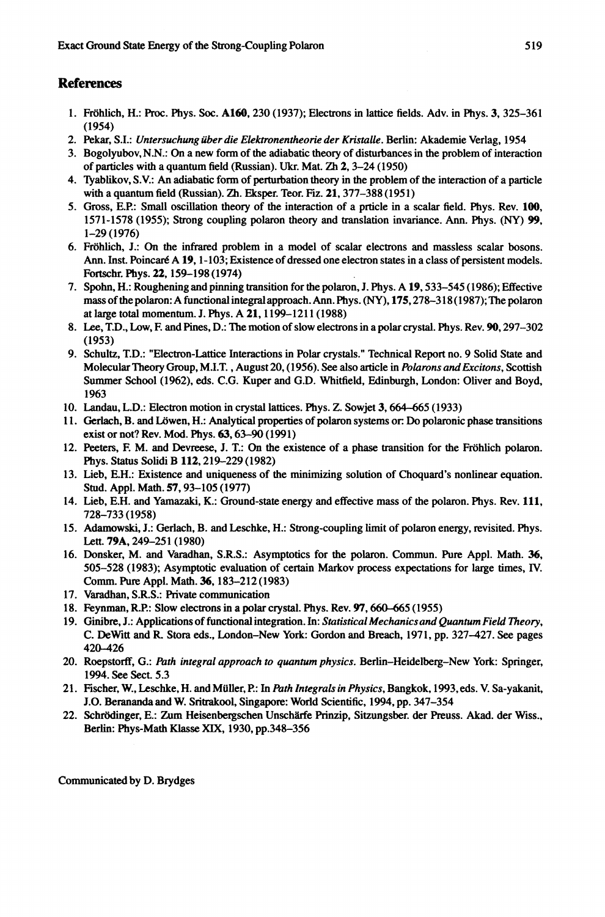## References

1. Fröhlich, H.: Proc. Phys. Soc. **A160**, 230 (1937); Electrons in lattice fields. Adv. in Phys. **3**, 325–361 (1954)
2. Pekar, S.I.: *Untersuchung über die Elektronentheorie der Kristalle*. Berlin: Akademie Verlag, 1954
3. Bogolyubov, N.N.: On a new form of the adiabatic theory of disturbances in the problem of interaction of particles with a quantum field (Russian). Ukr. Mat. Zh **2**, 3–24 (1950)
4. Tyablikov, S.V.: An adiabatic form of perturbation theory in the problem of the interaction of a particle with a quantum field (Russian). Zh. Eksper. Teor. Fiz. **21**, 377–388 (1951)
5. Gross, E.P.: Small oscillation theory of the interaction of a prticle in a scalar field. Phys. Rev. **100**, 1571-1578 (1955); Strong coupling polaron theory and translation invariance. Ann. Phys. (NY) **99**, 1–29 (1976)
6. Fröhlich, J.: On the infrared problem in a model of scalar electrons and massless scalar bosons. Ann. Inst. Poincaré A **19**, 1-103; Existence of dressed one electron states in a class of persistent models. Fortschr. Phys. **22**, 159–198 (1974)
7. Spohn, H.: Roughening and pinning transition for the polaron, J. Phys. A **19**, 533–545 (1986); Effective mass of the polaron: A functional integral approach. Ann. Phys. (NY), **175**, 278–318 (1987); The polaron at large total momentum. J. Phys. A **21**, 1199–1211 (1988)
8. Lee, T.D., Low, F. and Pines, D.: The motion of slow electrons in a polar crystal. Phys. Rev. **90**, 297–302 (1953)
9. Schultz, T.D.: "Electron-Lattice Interactions in Polar crystals." Technical Report no. 9 Solid State and Molecular Theory Group, M.I.T., August 20, (1956). See also article in *Polarons and Excitons*, Scottish Summer School (1962), eds. C.G. Kuper and G.D. Whitfield, Edinburgh, London: Oliver and Boyd, 1963
10. Landau, L.D.: Electron motion in crystal lattices. Phys. Z. Sowjet **3**, 664–665 (1933)
11. Gerlach, B. and Löwen, H.: Analytical properties of polaron systems or: Do polaronic phase transitions exist or not? Rev. Mod. Phys. **63**, 63–90 (1991)
12. Peeters, F. M. and Devreese, J. T.: On the existence of a phase transition for the Fröhlich polaron. Phys. Status Solidi B **112**, 219–229 (1982)
13. Lieb, E.H.: Existence and uniqueness of the minimizing solution of Choquard's nonlinear equation. Stud. Appl. Math. **57**, 93–105 (1977)
14. Lieb, E.H. and Yamazaki, K.: Ground-state energy and effective mass of the polaron. Phys. Rev. **111**, 728–733 (1958)
15. Adamowski, J.: Gerlach, B. and Leschke, H.: Strong-coupling limit of polaron energy, revisited. Phys. Lett. **79A**, 249–251 (1980)
16. Donsker, M. and Varadhan, S.R.S.: Asymptotics for the polaron. Commun. Pure Appl. Math. **36**, 505–528 (1983); Asymptotic evaluation of certain Markov process expectations for large times, IV. Comm. Pure Appl. Math. **36**, 183–212 (1983)
17. Varadhan, S.R.S.: Private communication
18. Feynman, R.P.: Slow electrons in a polar crystal. Phys. Rev. **97**, 660–665 (1955)
19. Ginibre, J.: Applications of functional integration. In: *Statistical Mechanics and Quantum Field Theory*, C. DeWitt and R. Stora eds., London–New York: Gordon and Breach, 1971, pp. 327–427. See pages 420–426
20. Roepstorff, G.: *Path integral approach to quantum physics*. Berlin–Heidelberg–New York: Springer, 1994. See Sect. 5.3
21. Fischer, W., Leschke, H. and Müller, P.: In *Path Integrals in Physics*, Bangkok, 1993, eds. V. Sa-yakanit, J.O. Berananda and W. Sritrakool, Singapore: World Scientific, 1994, pp. 347–354
22. Schrödinger, E.: Zum Heisenbergschen Unschärfe Prinzip, Sitzungsber. der Preuss. Akad. der Wiss., Berlin: Phys-Math Klasse XIX, 1930, pp.348–356

Communicated by D. Brydges